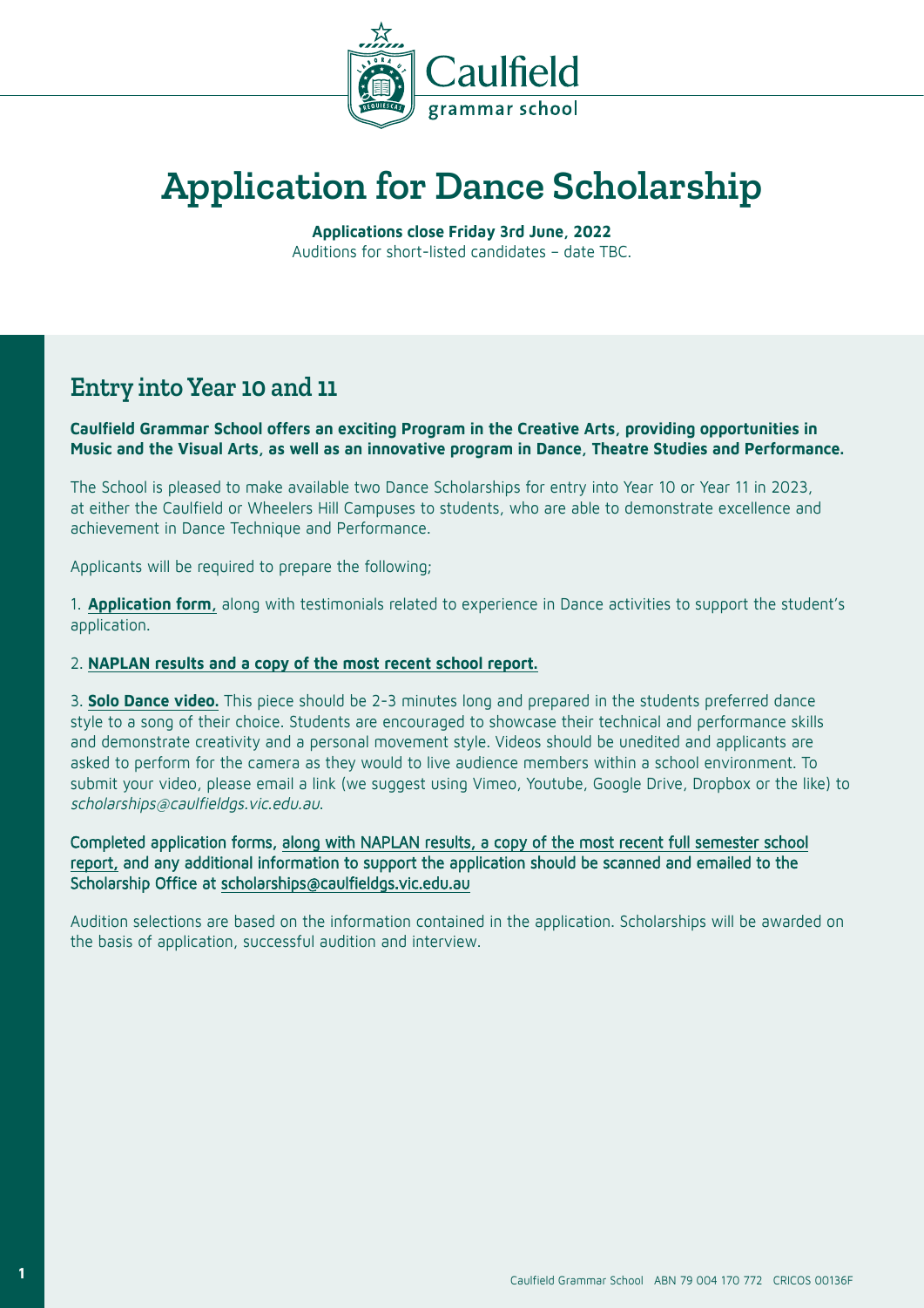# Application for Dance Scholarship

**Applications close Friday 3rd June, 2022**
Auditions for short-listed candidates – date TBC.

## Entry into Year 10 and 11

**Caulfield Grammar School offers an exciting Program in the Creative Arts, providing opportunities in Music and the Visual Arts, as well as an innovative program in Dance, Theatre Studies and Performance.**

The School is pleased to make available two Dance Scholarships for entry into Year 10 or Year 11 in 2023, at either the Caulfield or Wheelers Hill Campuses to students, who are able to demonstrate excellence and achievement in Dance Technique and Performance.

Applicants will be required to prepare the following;

1. **Application form**, along with testimonials related to experience in Dance activities to support the student's application.

2. **NAPLAN results and a copy of the most recent school report.**

3. **Solo Dance video.** This piece should be 2-3 minutes long and prepared in the students preferred dance style to a song of their choice. Students are encouraged to showcase their technical and performance skills and demonstrate creativity and a personal movement style. Videos should be unedited and applicants are asked to perform for the camera as they would to live audience members within a school environment. To submit your video, please email a link (we suggest using Vimeo, Youtube, Google Drive, Dropbox or the like) to *scholarships@caulfieldgs.vic.edu.au*.

Completed application forms, along with NAPLAN results, a copy of the most recent full semester school report, and any additional information to support the application should be scanned and emailed to the Scholarship Office at scholarships@caulfieldgs.vic.edu.au

Audition selections are based on the information contained in the application. Scholarships will be awarded on the basis of application, successful audition and interview.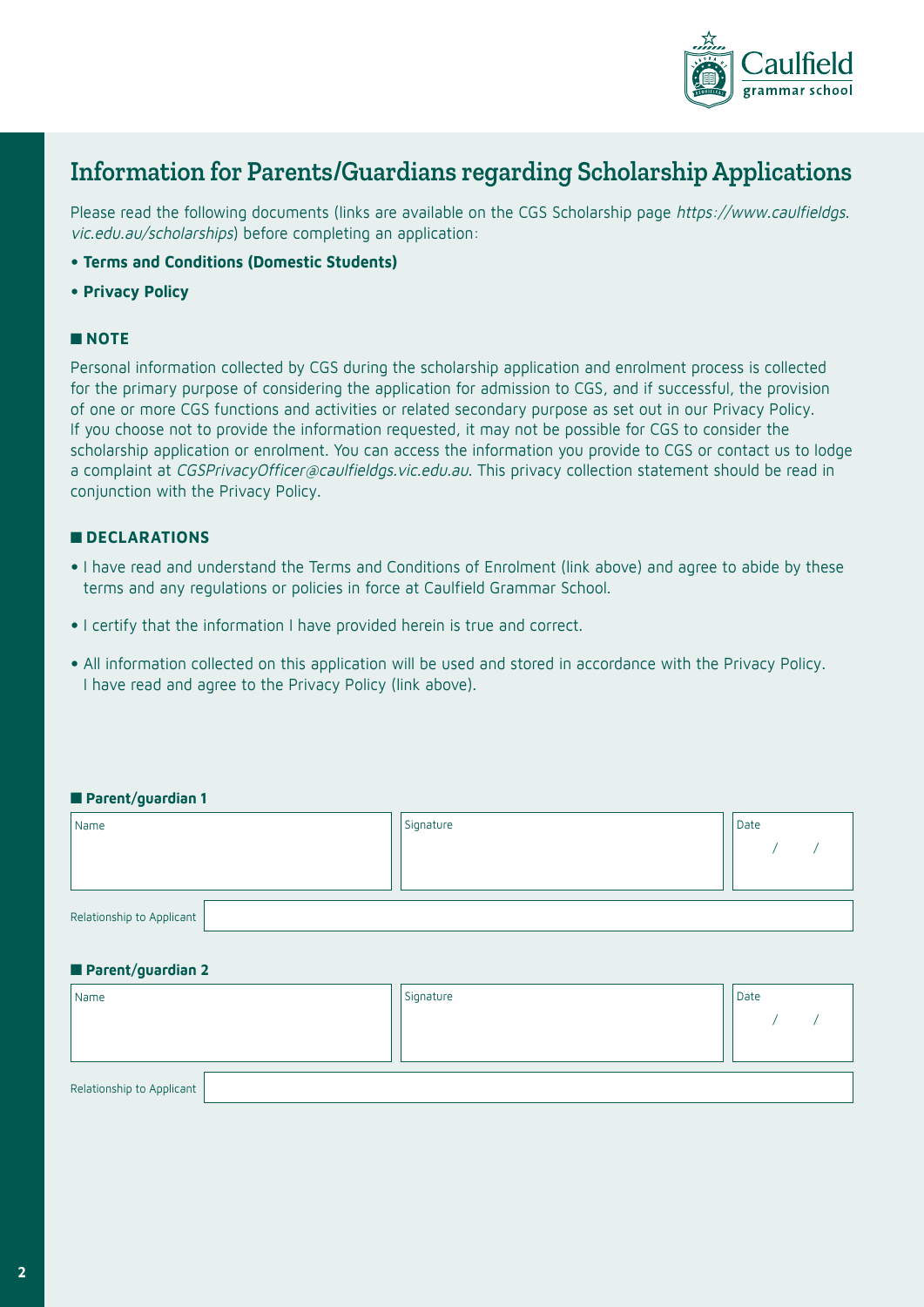# Information for Parents/Guardians regarding Scholarship Applications

Please read the following documents (links are available on the CGS Scholarship page *https://www.caulfieldgs.vic.edu.au/scholarships*) before completing an application:

- **Terms and Conditions (Domestic Students)**
- **Privacy Policy**

## NOTE

Personal information collected by CGS during the scholarship application and enrolment process is collected for the primary purpose of considering the application for admission to CGS, and if successful, the provision of one or more CGS functions and activities or related secondary purpose as set out in our Privacy Policy. If you choose not to provide the information requested, it may not be possible for CGS to consider the scholarship application or enrolment. You can access the information you provide to CGS or contact us to lodge a complaint at *CGSPrivacyOfficer@caulfieldgs.vic.edu.au*. This privacy collection statement should be read in conjunction with the Privacy Policy.

## DECLARATIONS

- I have read and understand the Terms and Conditions of Enrolment (link above) and agree to abide by these terms and any regulations or policies in force at Caulfield Grammar School.
- I certify that the information I have provided herein is true and correct.
- All information collected on this application will be used and stored in accordance with the Privacy Policy. I have read and agree to the Privacy Policy (link above).

### Parent/guardian 1

| Name | Signature | Date |
|---|---|---|
| | | / / |

Relationship to Applicant: ______________________

### Parent/guardian 2

| Name | Signature | Date |
|---|---|---|
| | | / / |

Relationship to Applicant: ______________________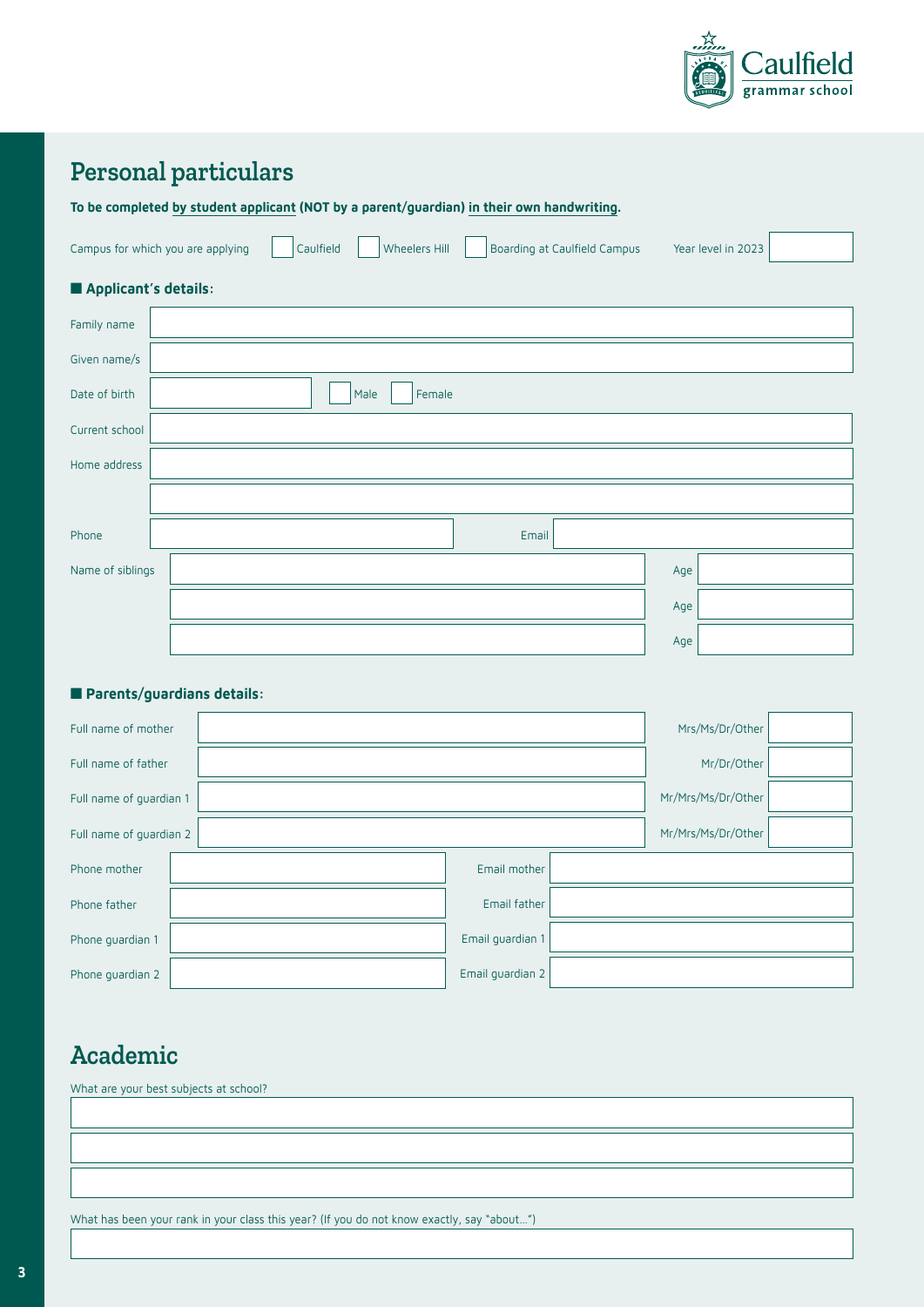# Personal particulars

**To be completed by student applicant (NOT by a parent/guardian) in their own handwriting.**

Campus for which you are applying ☐ Caulfield ☐ Wheelers Hill ☐ Boarding at Caulfield Campus Year level in 2023 ____

### Applicant's details:

Family name ____

Given name/s ____

Date of birth ____ ☐ Male ☐ Female

Current school ____

Home address ____

____

Phone ____ Email ____

Name of siblings ____ Age ____

____ Age ____

____ Age ____

### Parents/guardians details:

Full name of mother ____ Mrs/Ms/Dr/Other ____

Full name of father ____ Mr/Dr/Other ____

Full name of guardian 1 ____ Mr/Mrs/Ms/Dr/Other ____

Full name of guardian 2 ____ Mr/Mrs/Ms/Dr/Other ____

Phone mother ____ Email mother ____

Phone father ____ Email father ____

Phone guardian 1 ____ Email guardian 1 ____

Phone guardian 2 ____ Email guardian 2 ____

# Academic

What are your best subjects at school?

____

____

____

What has been your rank in your class this year? (If you do not know exactly, say "about…")

____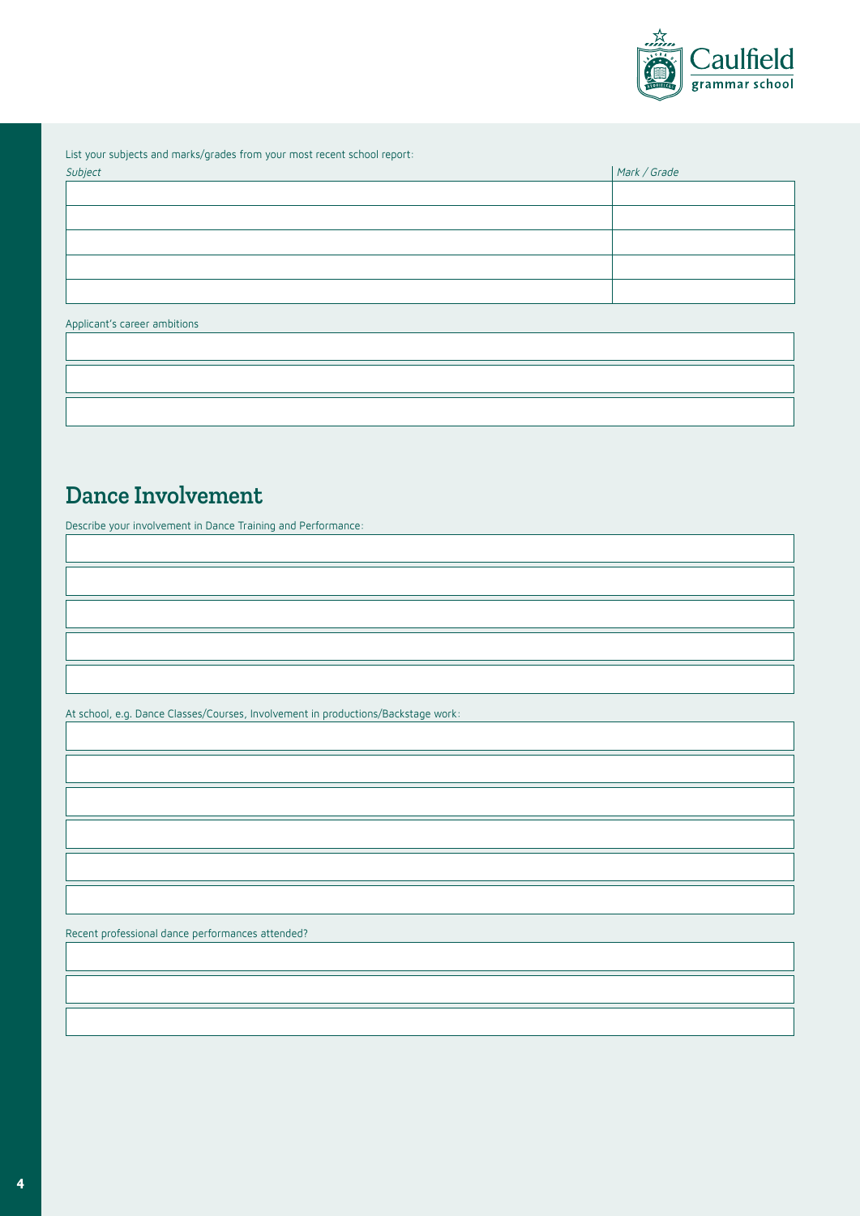List your subjects and marks/grades from your most recent school report:

| *Subject* | *Mark / Grade* |
| --- | --- |
| | |
| | |
| | |
| | |
| | |

Applicant's career ambitions

## Dance Involvement

Describe your involvement in Dance Training and Performance:

At school, e.g. Dance Classes/Courses, Involvement in productions/Backstage work:

Recent professional dance performances attended?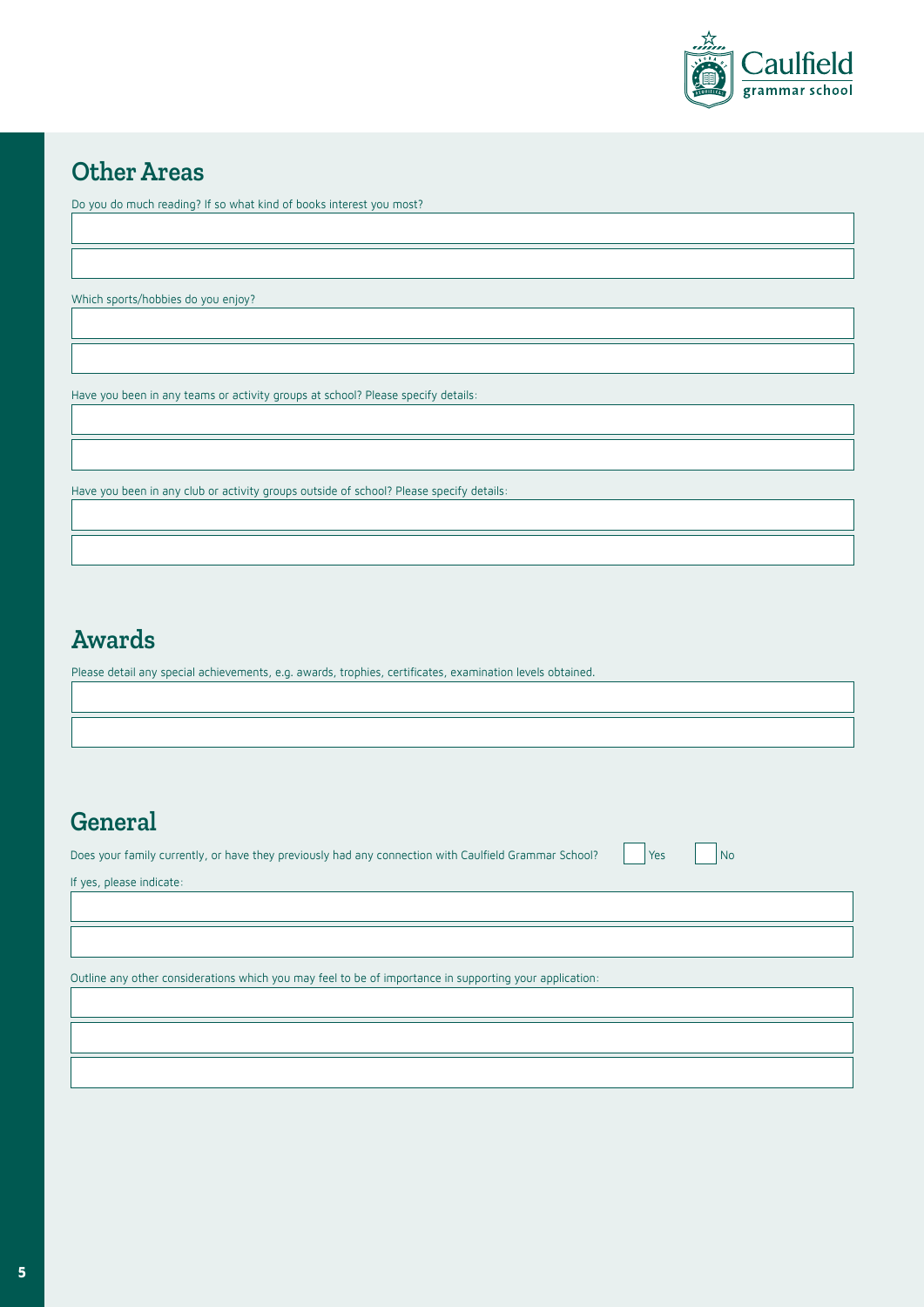## Other Areas

Do you do much reading? If so what kind of books interest you most?

Which sports/hobbies do you enjoy?

Have you been in any teams or activity groups at school? Please specify details:

Have you been in any club or activity groups outside of school? Please specify details:

## Awards

Please detail any special achievements, e.g. awards, trophies, certificates, examination levels obtained.

## General

Does your family currently, or have they previously had any connection with Caulfield Grammar School? ☐ Yes ☐ No

If yes, please indicate:

Outline any other considerations which you may feel to be of importance in supporting your application: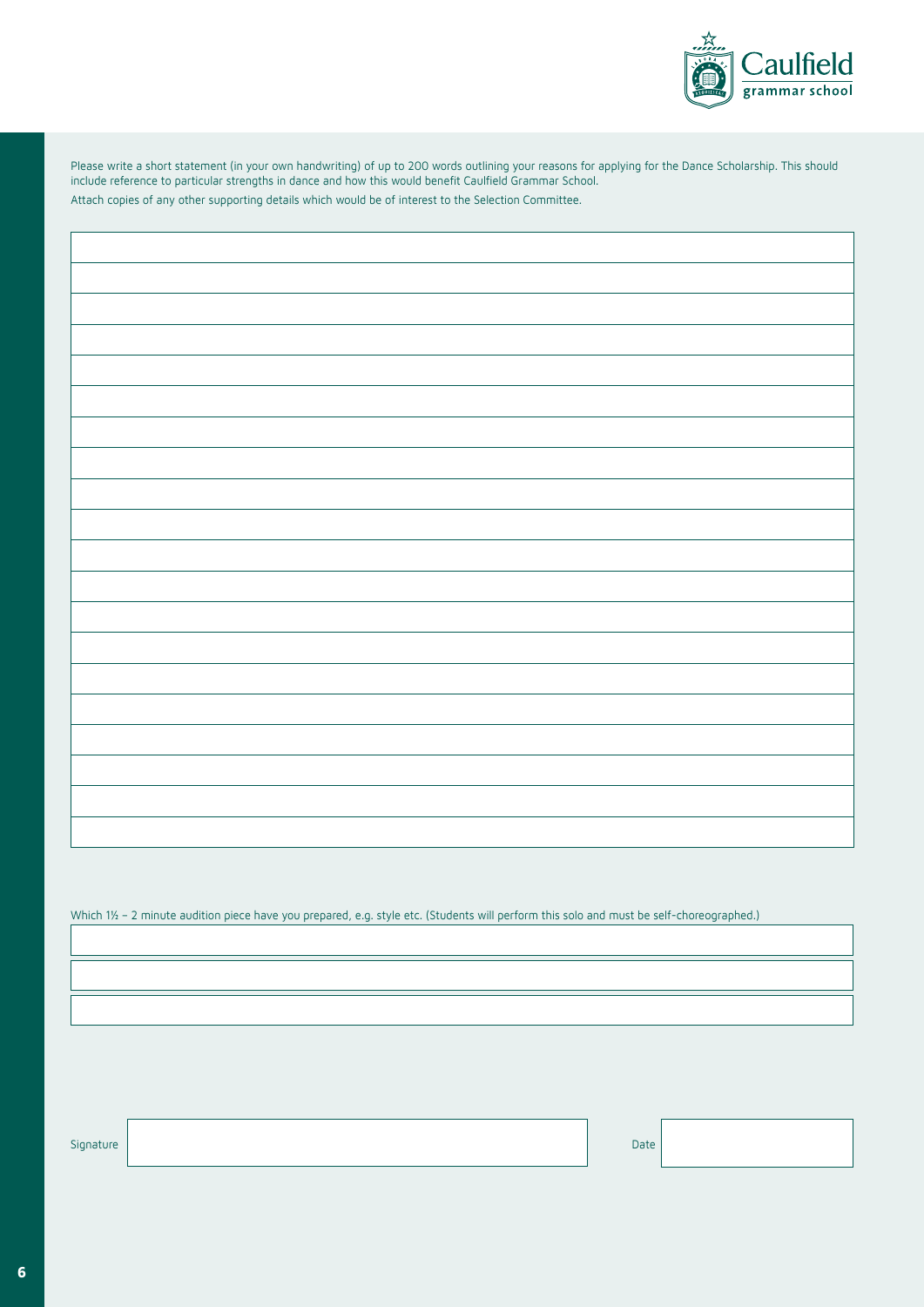Please write a short statement (in your own handwriting) of up to 200 words outlining your reasons for applying for the Dance Scholarship. This should include reference to particular strengths in dance and how this would benefit Caulfield Grammar School.

Attach copies of any other supporting details which would be of interest to the Selection Committee.

Which 1½ – 2 minute audition piece have you prepared, e.g. style etc. (Students will perform this solo and must be self-choreographed.)

Signature

Date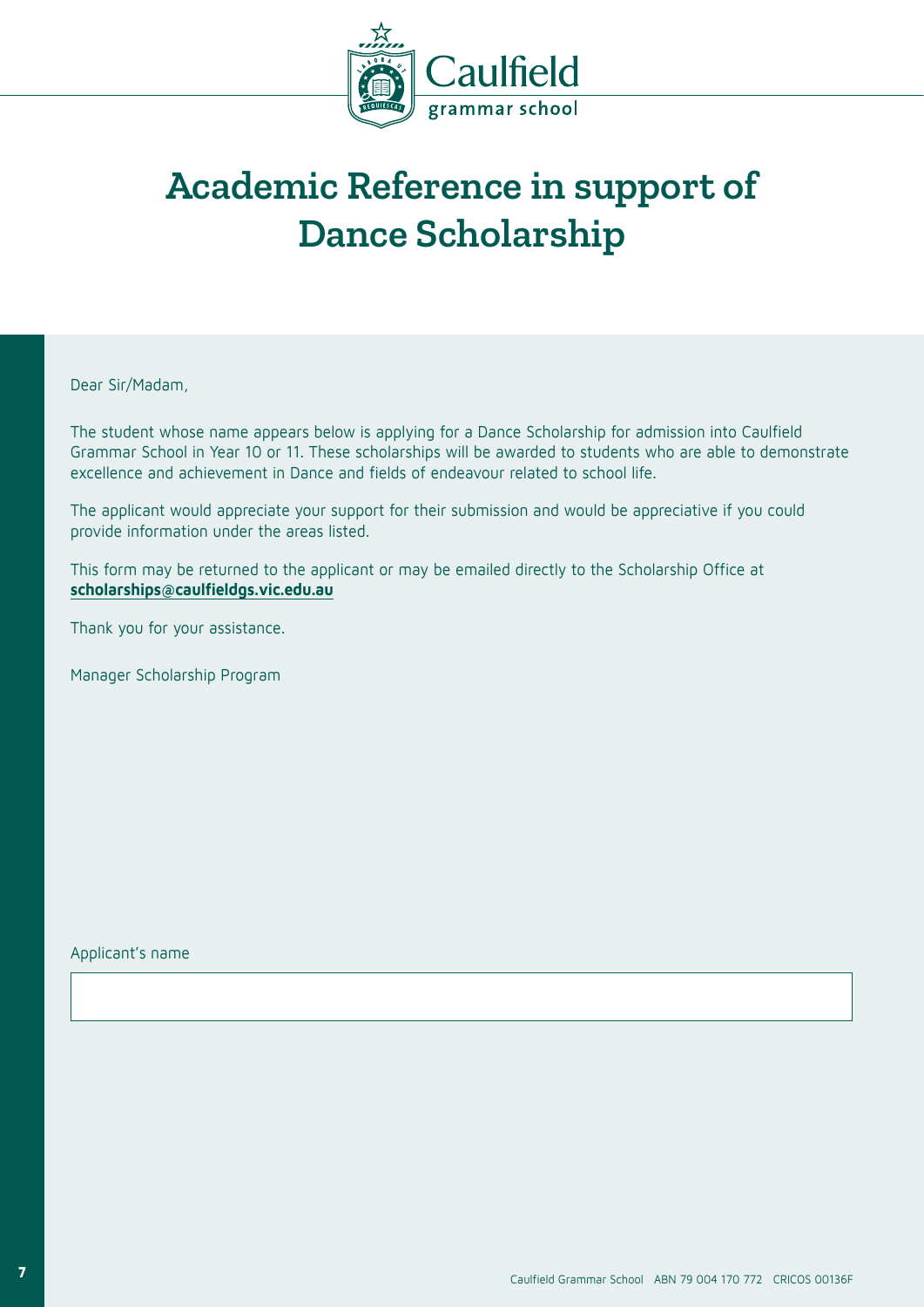# Academic Reference in support of Dance Scholarship

Dear Sir/Madam,

The student whose name appears below is applying for a Dance Scholarship for admission into Caulfield Grammar School in Year 10 or 11. These scholarships will be awarded to students who are able to demonstrate excellence and achievement in Dance and fields of endeavour related to school life.

The applicant would appreciate your support for their submission and would be appreciative if you could provide information under the areas listed.

This form may be returned to the applicant or may be emailed directly to the Scholarship Office at **scholarships@caulfieldgs.vic.edu.au**

Thank you for your assistance.

Manager Scholarship Program

Applicant's name

| |
|---|
| |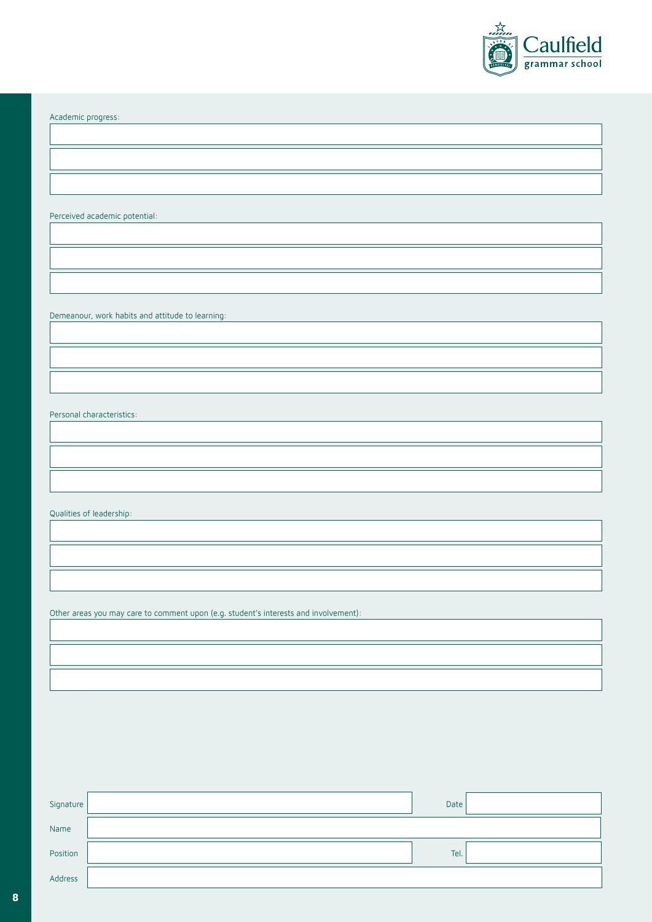Academic progress:

Perceived academic potential:

Demeanour, work habits and attitude to learning:

Personal characteristics:

Qualities of leadership:

Other areas you may care to comment upon (e.g. student's interests and involvement):

| | | | |
|---|---|---|---|
| Signature | | Date | |
| Name | | | |
| Position | | Tel. | |
| Address | | | |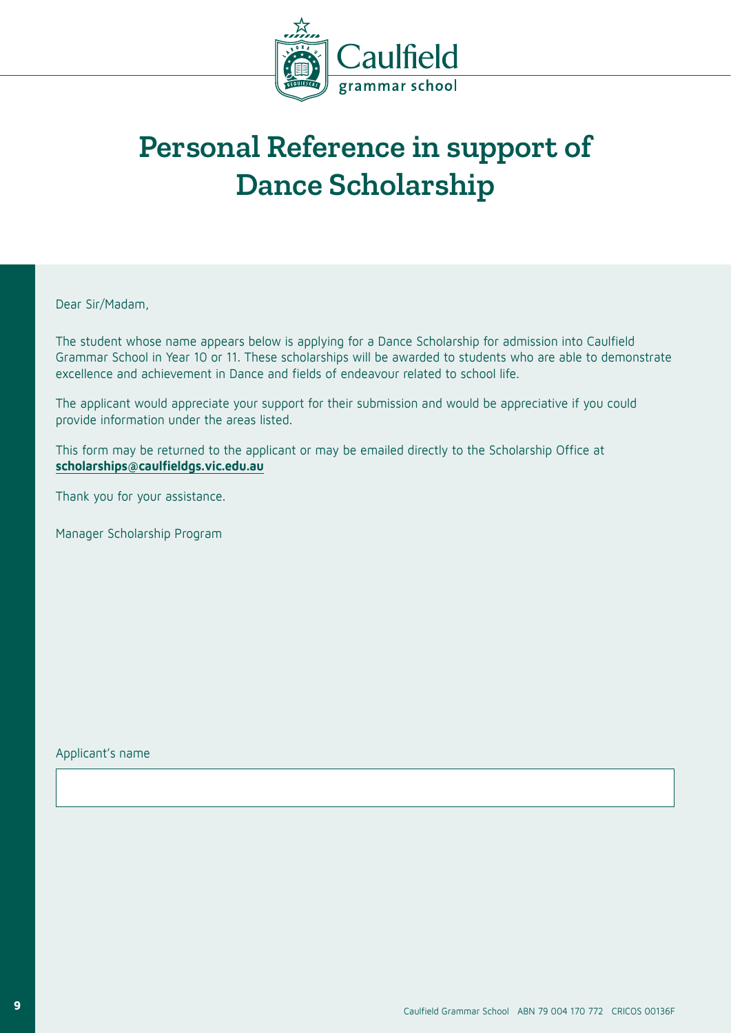# Personal Reference in support of Dance Scholarship

Dear Sir/Madam,

The student whose name appears below is applying for a Dance Scholarship for admission into Caulfield Grammar School in Year 10 or 11. These scholarships will be awarded to students who are able to demonstrate excellence and achievement in Dance and fields of endeavour related to school life.

The applicant would appreciate your support for their submission and would be appreciative if you could provide information under the areas listed.

This form may be returned to the applicant or may be emailed directly to the Scholarship Office at **scholarships@caulfieldgs.vic.edu.au**

Thank you for your assistance.

Manager Scholarship Program

Applicant's name

Caulfield Grammar School ABN 79 004 170 772 CRICOS 00136F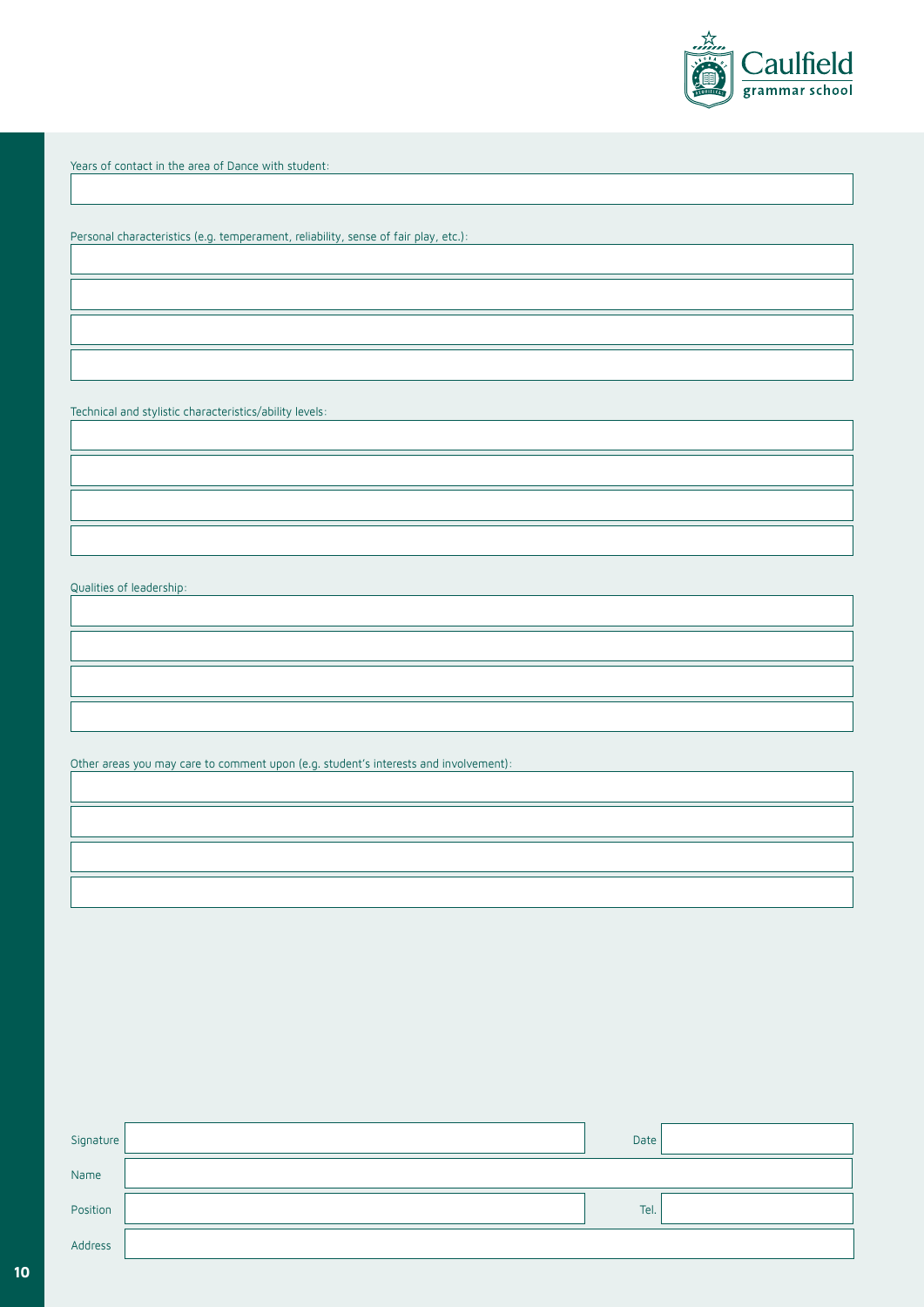Years of contact in the area of Dance with student:

Personal characteristics (e.g. temperament, reliability, sense of fair play, etc.):

Technical and stylistic characteristics/ability levels:

Qualities of leadership:

Other areas you may care to comment upon (e.g. student's interests and involvement):

| | | | |
|---|---|---|---|
| Signature | | Date | |
| Name | | | |
| Position | | Tel. | |
| Address | | | |